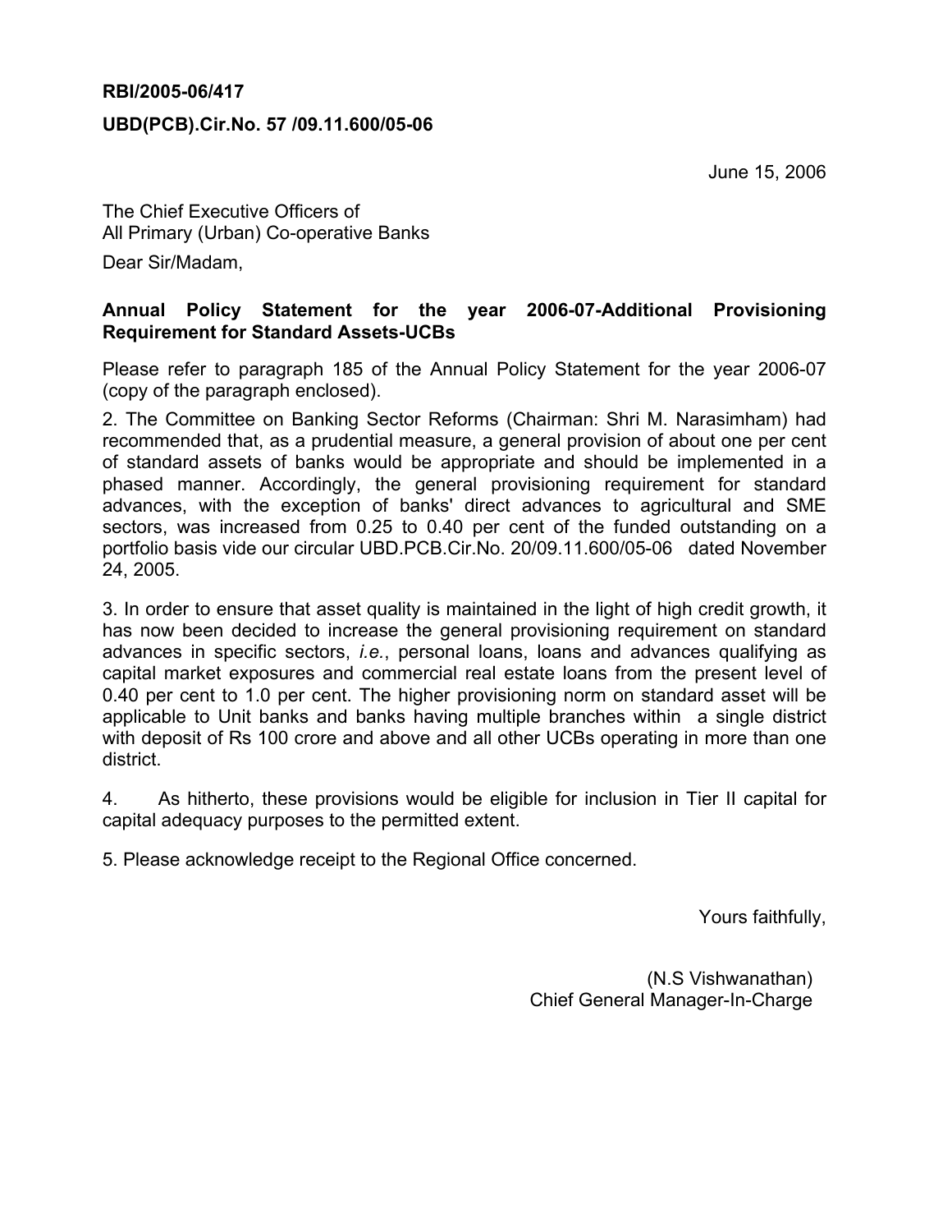**RBI/2005-06/417**

**UBD(PCB).Cir.No. 57 /09.11.600/05-06**

June 15, 2006

The Chief Executive Officers of
All Primary (Urban) Co-operative Banks

Dear Sir/Madam,

**Annual Policy Statement for the year 2006-07-Additional Provisioning Requirement for Standard Assets-UCBs**

Please refer to paragraph 185 of the Annual Policy Statement for the year 2006-07 (copy of the paragraph enclosed).

2. The Committee on Banking Sector Reforms (Chairman: Shri M. Narasimham) had recommended that, as a prudential measure, a general provision of about one per cent of standard assets of banks would be appropriate and should be implemented in a phased manner. Accordingly, the general provisioning requirement for standard advances, with the exception of banks' direct advances to agricultural and SME sectors, was increased from 0.25 to 0.40 per cent of the funded outstanding on a portfolio basis vide our circular UBD.PCB.Cir.No. 20/09.11.600/05-06 dated November 24, 2005.

3. In order to ensure that asset quality is maintained in the light of high credit growth, it has now been decided to increase the general provisioning requirement on standard advances in specific sectors, *i.e.*, personal loans, loans and advances qualifying as capital market exposures and commercial real estate loans from the present level of 0.40 per cent to 1.0 per cent. The higher provisioning norm on standard asset will be applicable to Unit banks and banks having multiple branches within a single district with deposit of Rs 100 crore and above and all other UCBs operating in more than one district.

4. As hitherto, these provisions would be eligible for inclusion in Tier II capital for capital adequacy purposes to the permitted extent.

5. Please acknowledge receipt to the Regional Office concerned.

Yours faithfully,

(N.S Vishwanathan)
Chief General Manager-In-Charge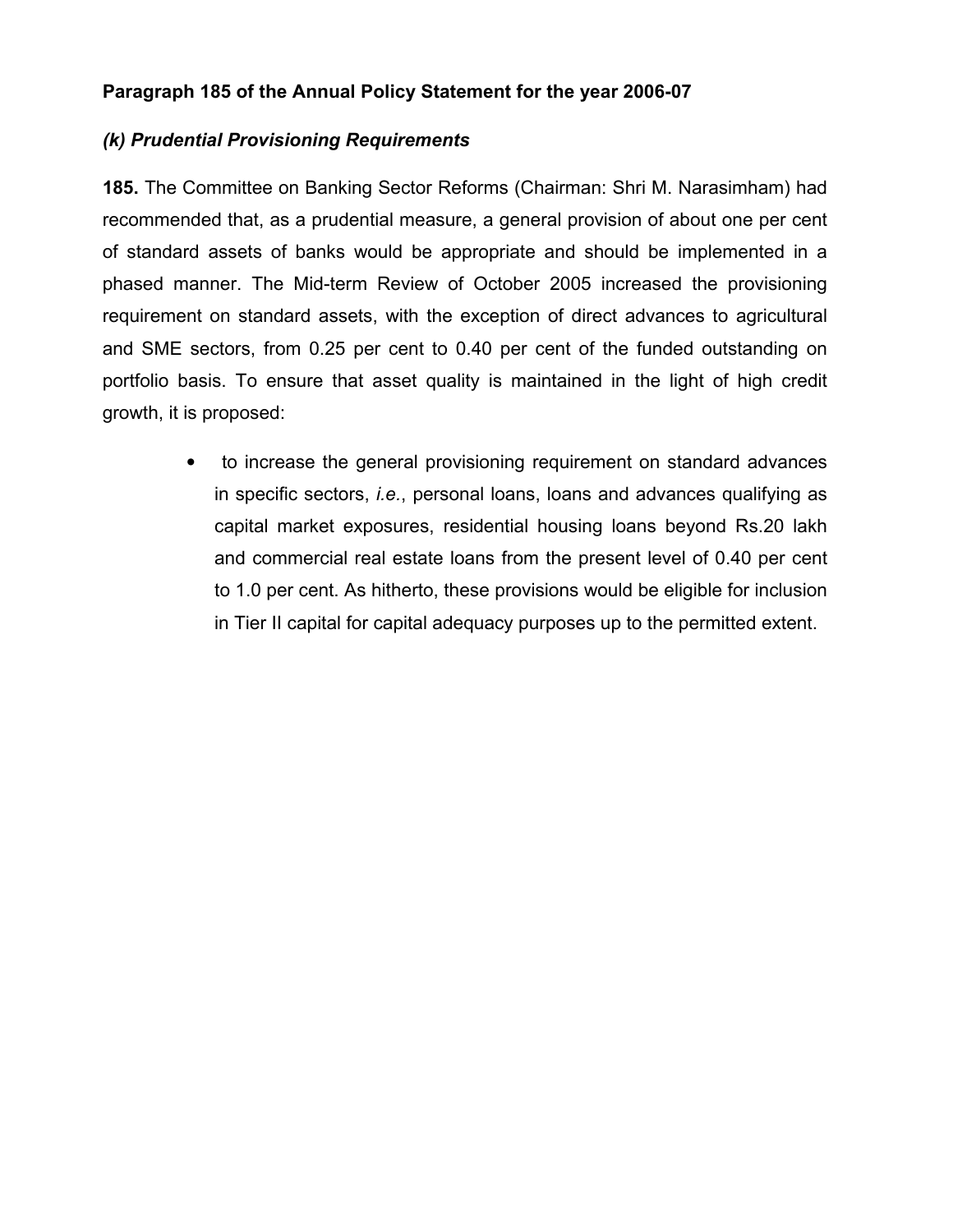**Paragraph 185 of the Annual Policy Statement for the year 2006-07**

***(k) Prudential Provisioning Requirements***

**185.** The Committee on Banking Sector Reforms (Chairman: Shri M. Narasimham) had recommended that, as a prudential measure, a general provision of about one per cent of standard assets of banks would be appropriate and should be implemented in a phased manner. The Mid-term Review of October 2005 increased the provisioning requirement on standard assets, with the exception of direct advances to agricultural and SME sectors, from 0.25 per cent to 0.40 per cent of the funded outstanding on portfolio basis. To ensure that asset quality is maintained in the light of high credit growth, it is proposed:

- to increase the general provisioning requirement on standard advances in specific sectors, *i.e.*, personal loans, loans and advances qualifying as capital market exposures, residential housing loans beyond Rs.20 lakh and commercial real estate loans from the present level of 0.40 per cent to 1.0 per cent. As hitherto, these provisions would be eligible for inclusion in Tier II capital for capital adequacy purposes up to the permitted extent.